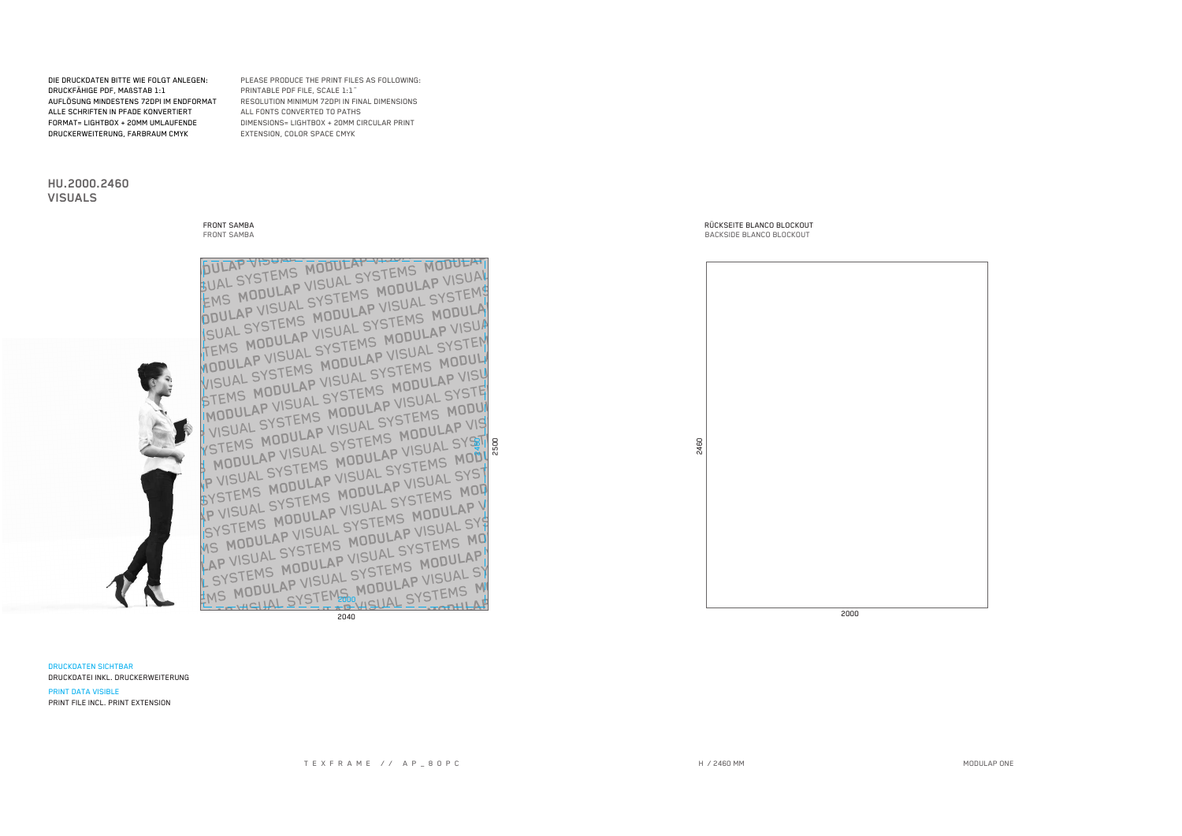DIE DRUCKDATEN BITTE WIE FOLGT ANLEGEN:
DRUCKFÄHIGE PDF, MAßSTAB 1:1
AUFLÖSUNG MINDESTENS 72DPI IM ENDFORMAT
ALLE SCHRIFTEN IN PFADE KONVERTIERT
FORMAT= LIGHTBOX + 20MM UMLAUFENDE
DRUCKERWEITERUNG, FARBRAUM CMYK

PLEASE PRODUCE THE PRINT FILES AS FOLLOWING:
PRINTABLE PDF FILE, SCALE 1:1
RESOLUTION MINIMUM 72DPI IN FINAL DIMENSIONS
ALL FONTS CONVERTED TO PATHS
DIMENSIONS= LIGHTBOX + 20MM CIRCULAR PRINT
EXTENSION, COLOR SPACE CMYK

## HU.2000.2460
## VISUALS

FRONT SAMBA
FRONT SAMBA

2000
2460
2500
2040

RÜCKSEITE BLANCO BLOCKOUT
BACKSIDE BLANCO BLOCKOUT

2460
2000

DRUCKDATEN SICHTBAR
DRUCKDATEI INKL. DRUCKERWEITERUNG

PRINT DATA VISIBLE
PRINT FILE INCL. PRINT EXTENSION

TEXFRAME // AP_80PC

H / 2460 MM

MODULAP ONE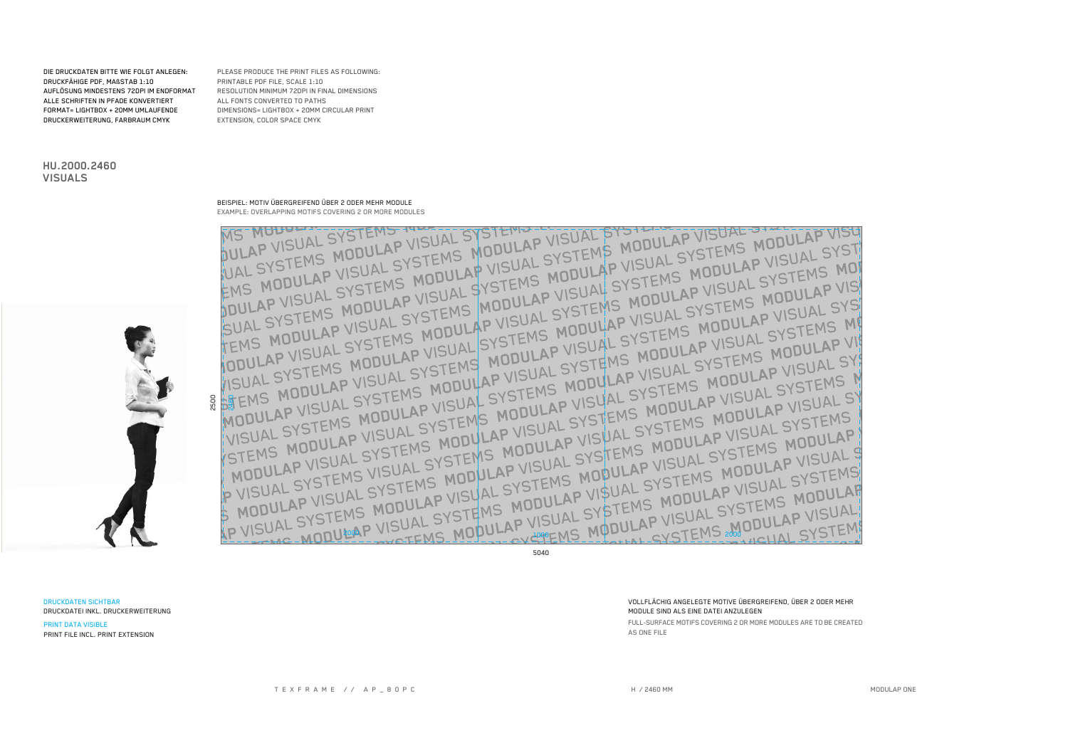DIE DRUCKDATEN BITTE WIE FOLGT ANLEGEN:
DRUCKFÄHIGE PDF, MAßSTAB 1:10
AUFLÖSUNG MINDESTENS 72DPI IM ENDFORMAT
ALLE SCHRIFTEN IN PFADE KONVERTIERT
FORMAT= LIGHTBOX + 20MM UMLAUFENDE
DRUCKERWEITERUNG, FARBRAUM CMYK

PLEASE PRODUCE THE PRINT FILES AS FOLLOWING:
PRINTABLE PDF FILE, SCALE 1:10
RESOLUTION MINIMUM 72DPI IN FINAL DIMENSIONS
ALL FONTS CONVERTED TO PATHS
DIMENSIONS= LIGHTBOX + 20MM CIRCULAR PRINT
EXTENSION, COLOR SPACE CMYK

## HU.2000.2460
## VISUALS

BEISPIEL: MOTIV ÜBERGREIFEND ÜBER 2 ODER MEHR MODULE
EXAMPLE: OVERLAPPING MOTIFS COVERING 2 OR MORE MODULES

2500
2460
1000
1000
2000
5040

DRUCKDATEN SICHTBAR
DRUCKDATEI INKL. DRUCKERWEITERUNG

PRINT DATA VISIBLE
PRINT FILE INCL. PRINT EXTENSION

VOLLFLÄCHIG ANGELEGTE MOTIVE ÜBERGREIFEND, ÜBER 2 ODER MEHR MODULE SIND ALS EINE DATEI ANZULEGEN

FULL-SURFACE MOTIFS COVERING 2 OR MORE MODULES ARE TO BE CREATED AS ONE FILE